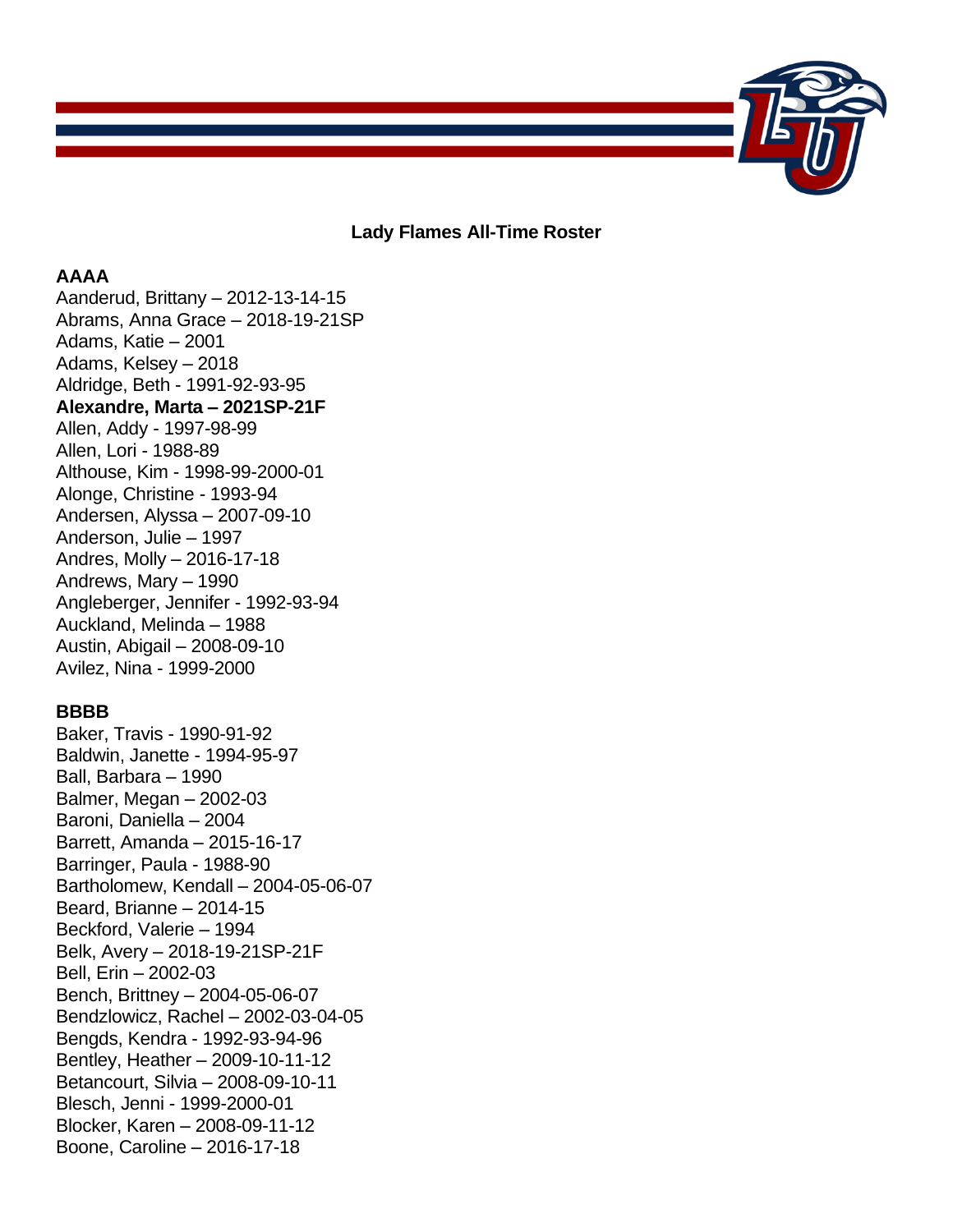## Lady Flames All-Time Roster

### AAAA

Aanderud, Brittany – 2012-13-14-15
Abrams, Anna Grace – 2018-19-21SP
Adams, Katie – 2001
Adams, Kelsey – 2018
Aldridge, Beth - 1991-92-93-95
**Alexandre, Marta – 2021SP-21F**
Allen, Addy - 1997-98-99
Allen, Lori - 1988-89
Althouse, Kim - 1998-99-2000-01
Alonge, Christine - 1993-94
Andersen, Alyssa – 2007-09-10
Anderson, Julie – 1997
Andres, Molly – 2016-17-18
Andrews, Mary – 1990
Angleberger, Jennifer - 1992-93-94
Auckland, Melinda – 1988
Austin, Abigail – 2008-09-10
Avilez, Nina - 1999-2000

### BBBB

Baker, Travis - 1990-91-92
Baldwin, Janette - 1994-95-97
Ball, Barbara – 1990
Balmer, Megan – 2002-03
Baroni, Daniella – 2004
Barrett, Amanda – 2015-16-17
Barringer, Paula - 1988-90
Bartholomew, Kendall – 2004-05-06-07
Beard, Brianne – 2014-15
Beckford, Valerie – 1994
Belk, Avery – 2018-19-21SP-21F
Bell, Erin – 2002-03
Bench, Brittney – 2004-05-06-07
Bendzlowicz, Rachel – 2002-03-04-05
Bengds, Kendra - 1992-93-94-96
Bentley, Heather – 2009-10-11-12
Betancourt, Silvia – 2008-09-10-11
Blesch, Jenni - 1999-2000-01
Blocker, Karen – 2008-09-11-12
Boone, Caroline – 2016-17-18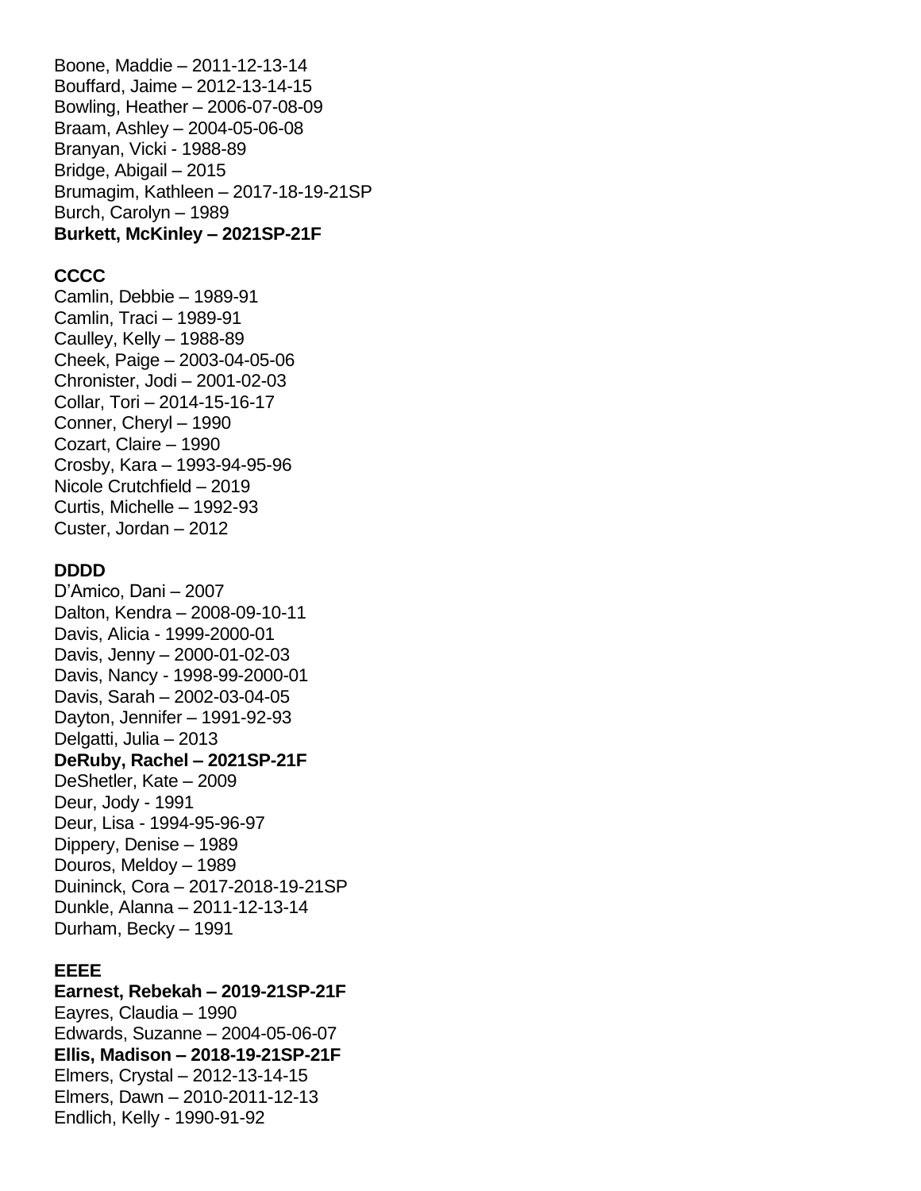Boone, Maddie – 2011-12-13-14
Bouffard, Jaime – 2012-13-14-15
Bowling, Heather – 2006-07-08-09
Braam, Ashley – 2004-05-06-08
Branyan, Vicki - 1988-89
Bridge, Abigail – 2015
Brumagim, Kathleen – 2017-18-19-21SP
Burch, Carolyn – 1989
**Burkett, McKinley – 2021SP-21F**

**CCCC**
Camlin, Debbie – 1989-91
Camlin, Traci – 1989-91
Caulley, Kelly – 1988-89
Cheek, Paige – 2003-04-05-06
Chronister, Jodi – 2001-02-03
Collar, Tori – 2014-15-16-17
Conner, Cheryl – 1990
Cozart, Claire – 1990
Crosby, Kara – 1993-94-95-96
Nicole Crutchfield – 2019
Curtis, Michelle – 1992-93
Custer, Jordan – 2012

**DDDD**
D'Amico, Dani – 2007
Dalton, Kendra – 2008-09-10-11
Davis, Alicia - 1999-2000-01
Davis, Jenny – 2000-01-02-03
Davis, Nancy - 1998-99-2000-01
Davis, Sarah – 2002-03-04-05
Dayton, Jennifer – 1991-92-93
Delgatti, Julia – 2013
**DeRuby, Rachel – 2021SP-21F**
DeShetler, Kate – 2009
Deur, Jody - 1991
Deur, Lisa - 1994-95-96-97
Dippery, Denise – 1989
Douros, Meldoy – 1989
Duininck, Cora – 2017-2018-19-21SP
Dunkle, Alanna – 2011-12-13-14
Durham, Becky – 1991

**EEEE**
**Earnest, Rebekah – 2019-21SP-21F**
Eayres, Claudia – 1990
Edwards, Suzanne – 2004-05-06-07
**Ellis, Madison – 2018-19-21SP-21F**
Elmers, Crystal – 2012-13-14-15
Elmers, Dawn – 2010-2011-12-13
Endlich, Kelly - 1990-91-92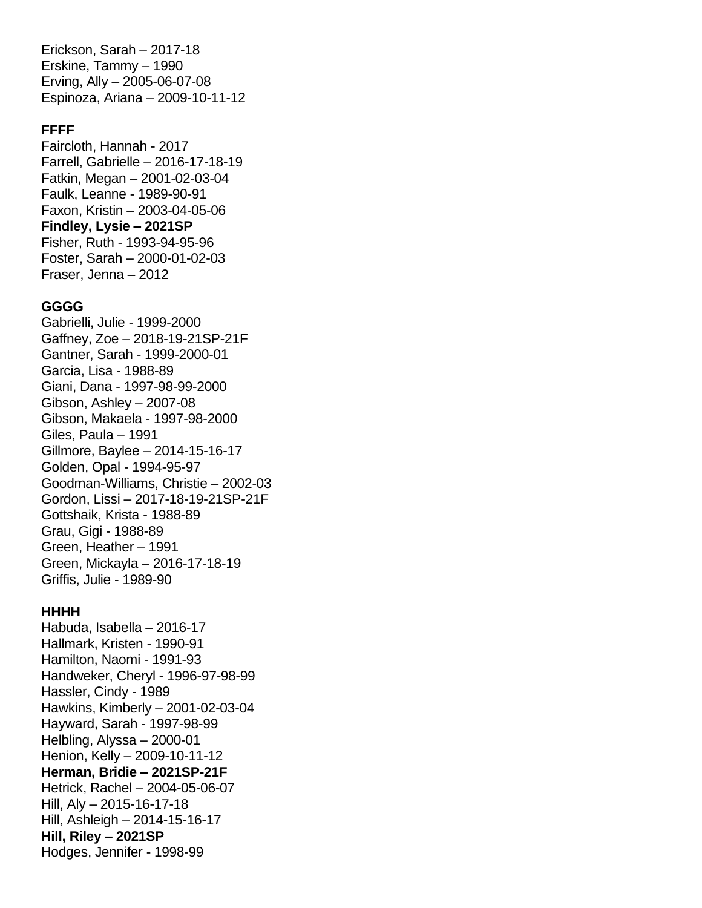Erickson, Sarah – 2017-18
Erskine, Tammy – 1990
Erving, Ally – 2005-06-07-08
Espinoza, Ariana – 2009-10-11-12

**FFFF**

Faircloth, Hannah - 2017
Farrell, Gabrielle – 2016-17-18-19
Fatkin, Megan – 2001-02-03-04
Faulk, Leanne - 1989-90-91
Faxon, Kristin – 2003-04-05-06
**Findley, Lysie – 2021SP**
Fisher, Ruth - 1993-94-95-96
Foster, Sarah – 2000-01-02-03
Fraser, Jenna – 2012

**GGGG**

Gabrielli, Julie - 1999-2000
Gaffney, Zoe – 2018-19-21SP-21F
Gantner, Sarah - 1999-2000-01
Garcia, Lisa - 1988-89
Giani, Dana - 1997-98-99-2000
Gibson, Ashley – 2007-08
Gibson, Makaela - 1997-98-2000
Giles, Paula – 1991
Gillmore, Baylee – 2014-15-16-17
Golden, Opal - 1994-95-97
Goodman-Williams, Christie – 2002-03
Gordon, Lissi – 2017-18-19-21SP-21F
Gottshaik, Krista - 1988-89
Grau, Gigi - 1988-89
Green, Heather – 1991
Green, Mickayla – 2016-17-18-19
Griffis, Julie - 1989-90

**HHHH**

Habuda, Isabella – 2016-17
Hallmark, Kristen - 1990-91
Hamilton, Naomi - 1991-93
Handweker, Cheryl - 1996-97-98-99
Hassler, Cindy - 1989
Hawkins, Kimberly – 2001-02-03-04
Hayward, Sarah - 1997-98-99
Helbling, Alyssa – 2000-01
Henion, Kelly – 2009-10-11-12
**Herman, Bridie – 2021SP-21F**
Hetrick, Rachel – 2004-05-06-07
Hill, Aly – 2015-16-17-18
Hill, Ashleigh – 2014-15-16-17
**Hill, Riley – 2021SP**
Hodges, Jennifer - 1998-99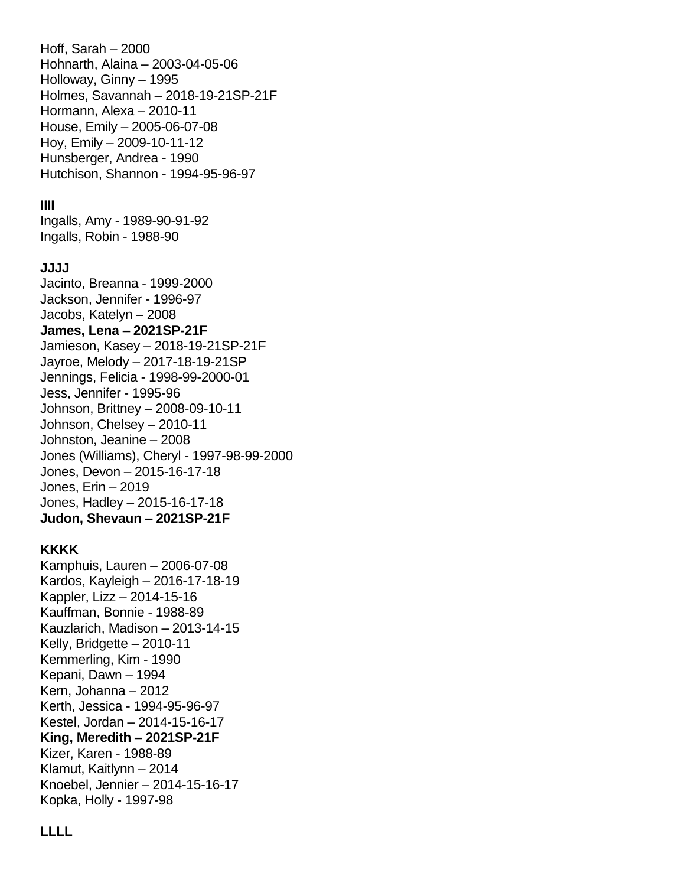Hoff, Sarah – 2000
Hohnarth, Alaina – 2003-04-05-06
Holloway, Ginny – 1995
Holmes, Savannah – 2018-19-21SP-21F
Hormann, Alexa – 2010-11
House, Emily – 2005-06-07-08
Hoy, Emily – 2009-10-11-12
Hunsberger, Andrea - 1990
Hutchison, Shannon - 1994-95-96-97

**IIII**

Ingalls, Amy - 1989-90-91-92
Ingalls, Robin - 1988-90

**JJJJ**

Jacinto, Breanna - 1999-2000
Jackson, Jennifer - 1996-97
Jacobs, Katelyn – 2008
**James, Lena – 2021SP-21F**
Jamieson, Kasey – 2018-19-21SP-21F
Jayroe, Melody – 2017-18-19-21SP
Jennings, Felicia - 1998-99-2000-01
Jess, Jennifer - 1995-96
Johnson, Brittney – 2008-09-10-11
Johnson, Chelsey – 2010-11
Johnston, Jeanine – 2008
Jones (Williams), Cheryl - 1997-98-99-2000
Jones, Devon – 2015-16-17-18
Jones, Erin – 2019
Jones, Hadley – 2015-16-17-18
**Judon, Shevaun – 2021SP-21F**

**KKKK**

Kamphuis, Lauren – 2006-07-08
Kardos, Kayleigh – 2016-17-18-19
Kappler, Lizz – 2014-15-16
Kauffman, Bonnie - 1988-89
Kauzlarich, Madison – 2013-14-15
Kelly, Bridgette – 2010-11
Kemmerling, Kim - 1990
Kepani, Dawn – 1994
Kern, Johanna – 2012
Kerth, Jessica - 1994-95-96-97
Kestel, Jordan – 2014-15-16-17
**King, Meredith – 2021SP-21F**
Kizer, Karen - 1988-89
Klamut, Kaitlynn – 2014
Knoebel, Jennier – 2014-15-16-17
Kopka, Holly - 1997-98

**LLLL**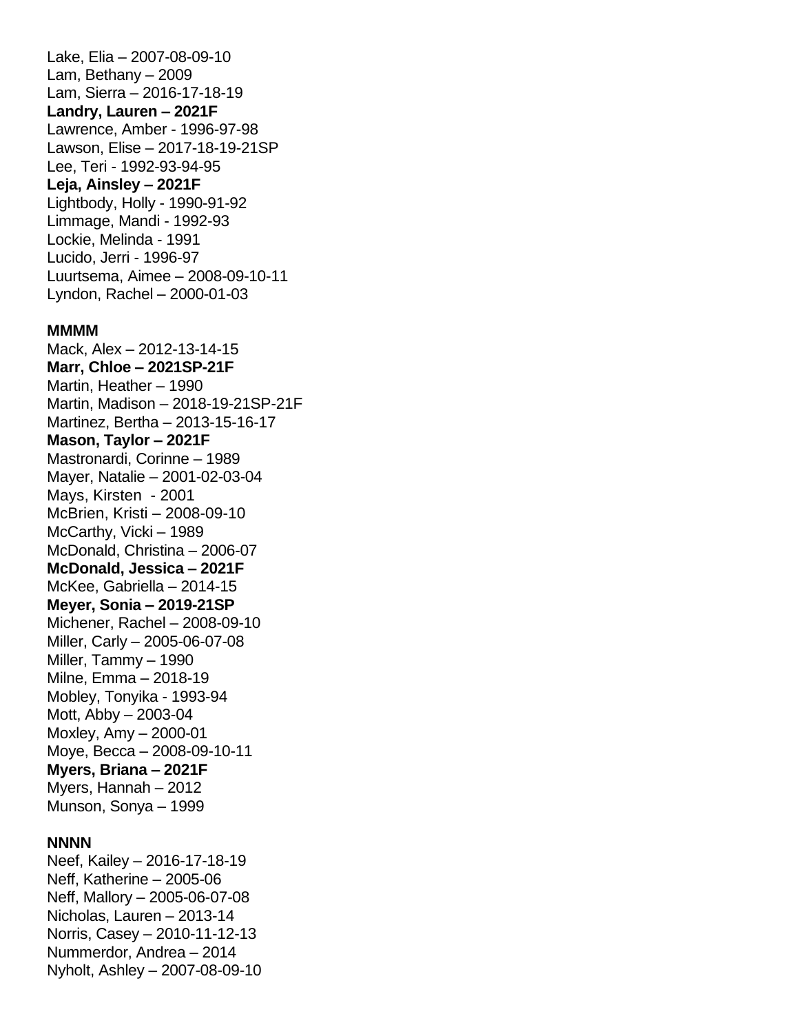Lake, Elia – 2007-08-09-10
Lam, Bethany – 2009
Lam, Sierra – 2016-17-18-19
**Landry, Lauren – 2021F**
Lawrence, Amber - 1996-97-98
Lawson, Elise – 2017-18-19-21SP
Lee, Teri - 1992-93-94-95
**Leja, Ainsley – 2021F**
Lightbody, Holly - 1990-91-92
Limmage, Mandi - 1992-93
Lockie, Melinda - 1991
Lucido, Jerri - 1996-97
Luurtsema, Aimee – 2008-09-10-11
Lyndon, Rachel – 2000-01-03

**MMMM**
Mack, Alex – 2012-13-14-15
**Marr, Chloe – 2021SP-21F**
Martin, Heather – 1990
Martin, Madison – 2018-19-21SP-21F
Martinez, Bertha – 2013-15-16-17
**Mason, Taylor – 2021F**
Mastronardi, Corinne – 1989
Mayer, Natalie – 2001-02-03-04
Mays, Kirsten - 2001
McBrien, Kristi – 2008-09-10
McCarthy, Vicki – 1989
McDonald, Christina – 2006-07
**McDonald, Jessica – 2021F**
McKee, Gabriella – 2014-15
**Meyer, Sonia – 2019-21SP**
Michener, Rachel – 2008-09-10
Miller, Carly – 2005-06-07-08
Miller, Tammy – 1990
Milne, Emma – 2018-19
Mobley, Tonyika - 1993-94
Mott, Abby – 2003-04
Moxley, Amy – 2000-01
Moye, Becca – 2008-09-10-11
**Myers, Briana – 2021F**
Myers, Hannah – 2012
Munson, Sonya – 1999

**NNNN**
Neef, Kailey – 2016-17-18-19
Neff, Katherine – 2005-06
Neff, Mallory – 2005-06-07-08
Nicholas, Lauren – 2013-14
Norris, Casey – 2010-11-12-13
Nummerdor, Andrea – 2014
Nyholt, Ashley – 2007-08-09-10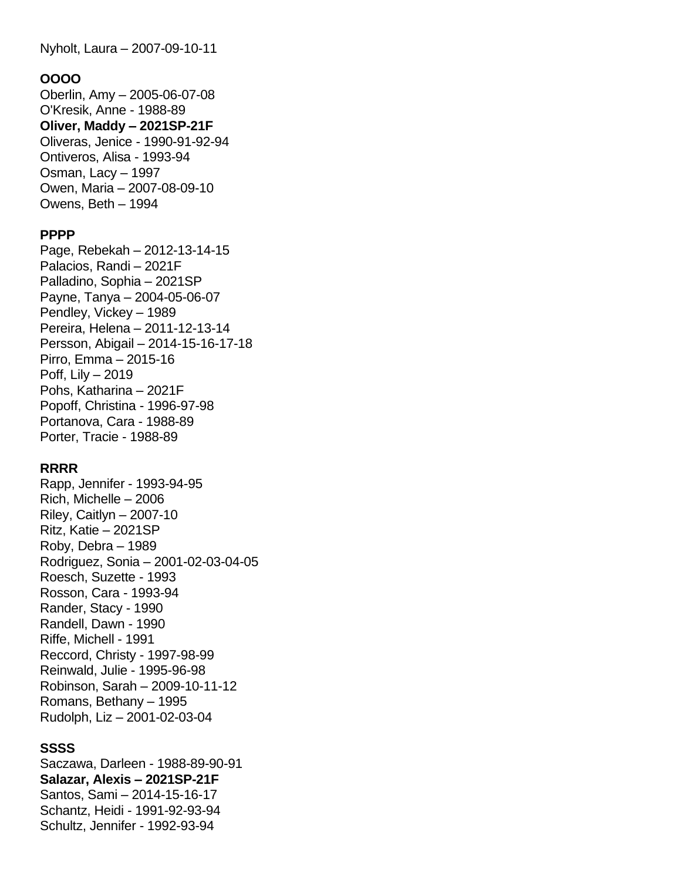Nyholt, Laura – 2007-09-10-11

**OOOO**

Oberlin, Amy – 2005-06-07-08
O'Kresik, Anne - 1988-89
**Oliver, Maddy – 2021SP-21F**
Oliveras, Jenice - 1990-91-92-94
Ontiveros, Alisa - 1993-94
Osman, Lacy – 1997
Owen, Maria – 2007-08-09-10
Owens, Beth – 1994

**PPPP**

Page, Rebekah – 2012-13-14-15
Palacios, Randi – 2021F
Palladino, Sophia – 2021SP
Payne, Tanya – 2004-05-06-07
Pendley, Vickey – 1989
Pereira, Helena – 2011-12-13-14
Persson, Abigail – 2014-15-16-17-18
Pirro, Emma – 2015-16
Poff, Lily – 2019
Pohs, Katharina – 2021F
Popoff, Christina - 1996-97-98
Portanova, Cara - 1988-89
Porter, Tracie - 1988-89

**RRRR**

Rapp, Jennifer - 1993-94-95
Rich, Michelle – 2006
Riley, Caitlyn – 2007-10
Ritz, Katie – 2021SP
Roby, Debra – 1989
Rodriguez, Sonia – 2001-02-03-04-05
Roesch, Suzette - 1993
Rosson, Cara - 1993-94
Rander, Stacy - 1990
Randell, Dawn - 1990
Riffe, Michell - 1991
Reccord, Christy - 1997-98-99
Reinwald, Julie - 1995-96-98
Robinson, Sarah – 2009-10-11-12
Romans, Bethany – 1995
Rudolph, Liz – 2001-02-03-04

**SSSS**

Saczawa, Darleen - 1988-89-90-91
**Salazar, Alexis – 2021SP-21F**
Santos, Sami – 2014-15-16-17
Schantz, Heidi - 1991-92-93-94
Schultz, Jennifer - 1992-93-94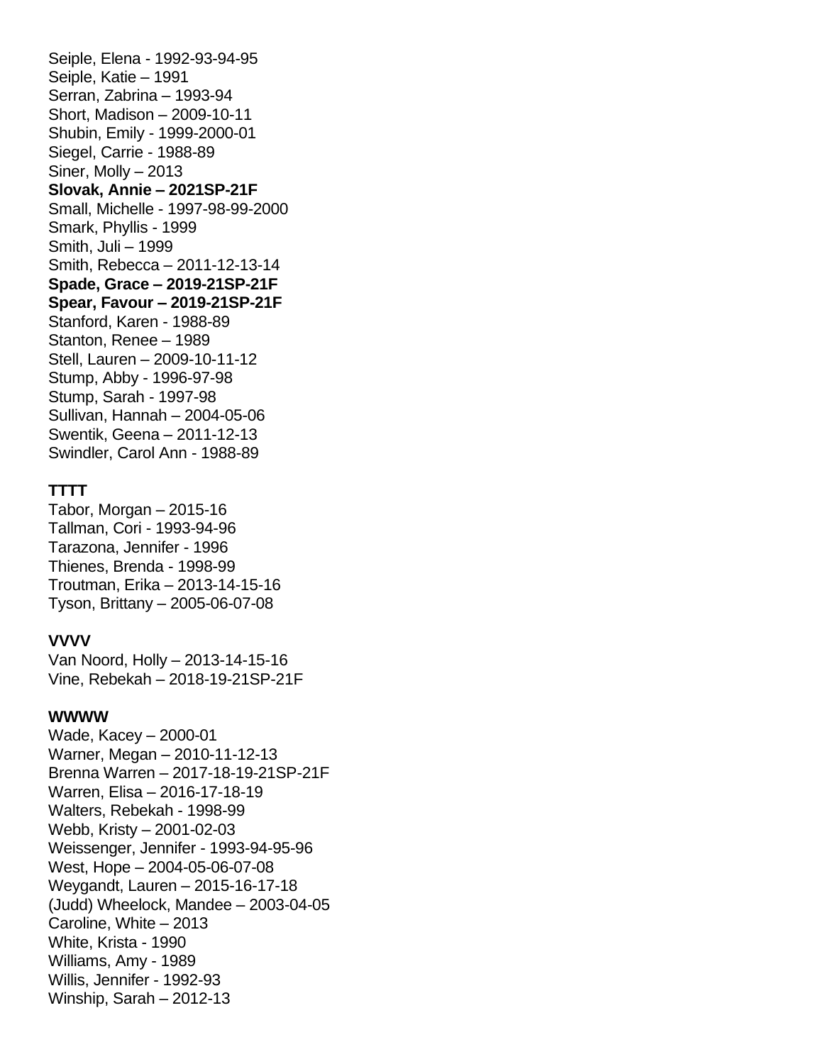Seiple, Elena - 1992-93-94-95
Seiple, Katie – 1991
Serran, Zabrina – 1993-94
Short, Madison – 2009-10-11
Shubin, Emily - 1999-2000-01
Siegel, Carrie - 1988-89
Siner, Molly – 2013
**Slovak, Annie – 2021SP-21F**
Small, Michelle - 1997-98-99-2000
Smark, Phyllis - 1999
Smith, Juli – 1999
Smith, Rebecca – 2011-12-13-14
**Spade, Grace – 2019-21SP-21F**
**Spear, Favour – 2019-21SP-21F**
Stanford, Karen - 1988-89
Stanton, Renee – 1989
Stell, Lauren – 2009-10-11-12
Stump, Abby - 1996-97-98
Stump, Sarah - 1997-98
Sullivan, Hannah – 2004-05-06
Swentik, Geena – 2011-12-13
Swindler, Carol Ann - 1988-89

**TTTT**
Tabor, Morgan – 2015-16
Tallman, Cori - 1993-94-96
Tarazona, Jennifer - 1996
Thienes, Brenda - 1998-99
Troutman, Erika – 2013-14-15-16
Tyson, Brittany – 2005-06-07-08

**VVVV**
Van Noord, Holly – 2013-14-15-16
Vine, Rebekah – 2018-19-21SP-21F

**WWWW**
Wade, Kacey – 2000-01
Warner, Megan – 2010-11-12-13
Brenna Warren – 2017-18-19-21SP-21F
Warren, Elisa – 2016-17-18-19
Walters, Rebekah - 1998-99
Webb, Kristy – 2001-02-03
Weissenger, Jennifer - 1993-94-95-96
West, Hope – 2004-05-06-07-08
Weygandt, Lauren – 2015-16-17-18
(Judd) Wheelock, Mandee – 2003-04-05
Caroline, White – 2013
White, Krista - 1990
Williams, Amy - 1989
Willis, Jennifer - 1992-93
Winship, Sarah – 2012-13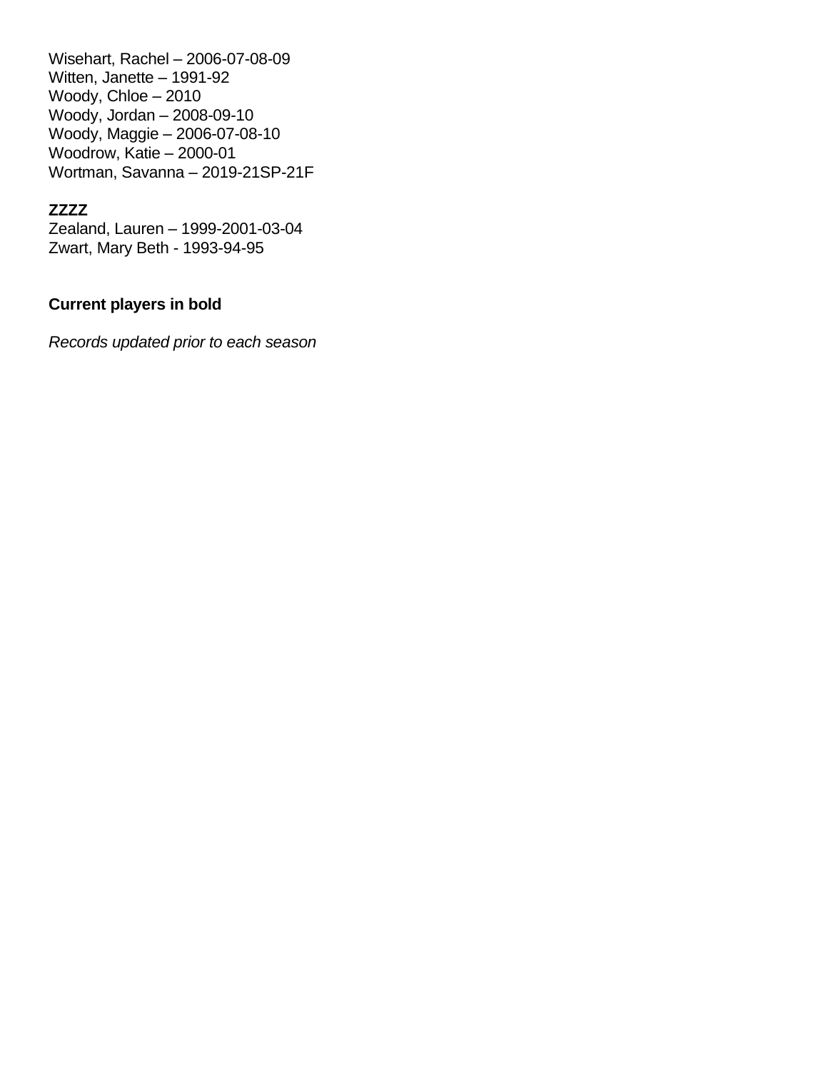Wisehart, Rachel – 2006-07-08-09
Witten, Janette – 1991-92
Woody, Chloe – 2010
Woody, Jordan – 2008-09-10
Woody, Maggie – 2006-07-08-10
Woodrow, Katie – 2000-01
Wortman, Savanna – 2019-21SP-21F

**ZZZZ**
Zealand, Lauren – 1999-2001-03-04
Zwart, Mary Beth - 1993-94-95

**Current players in bold**

*Records updated prior to each season*